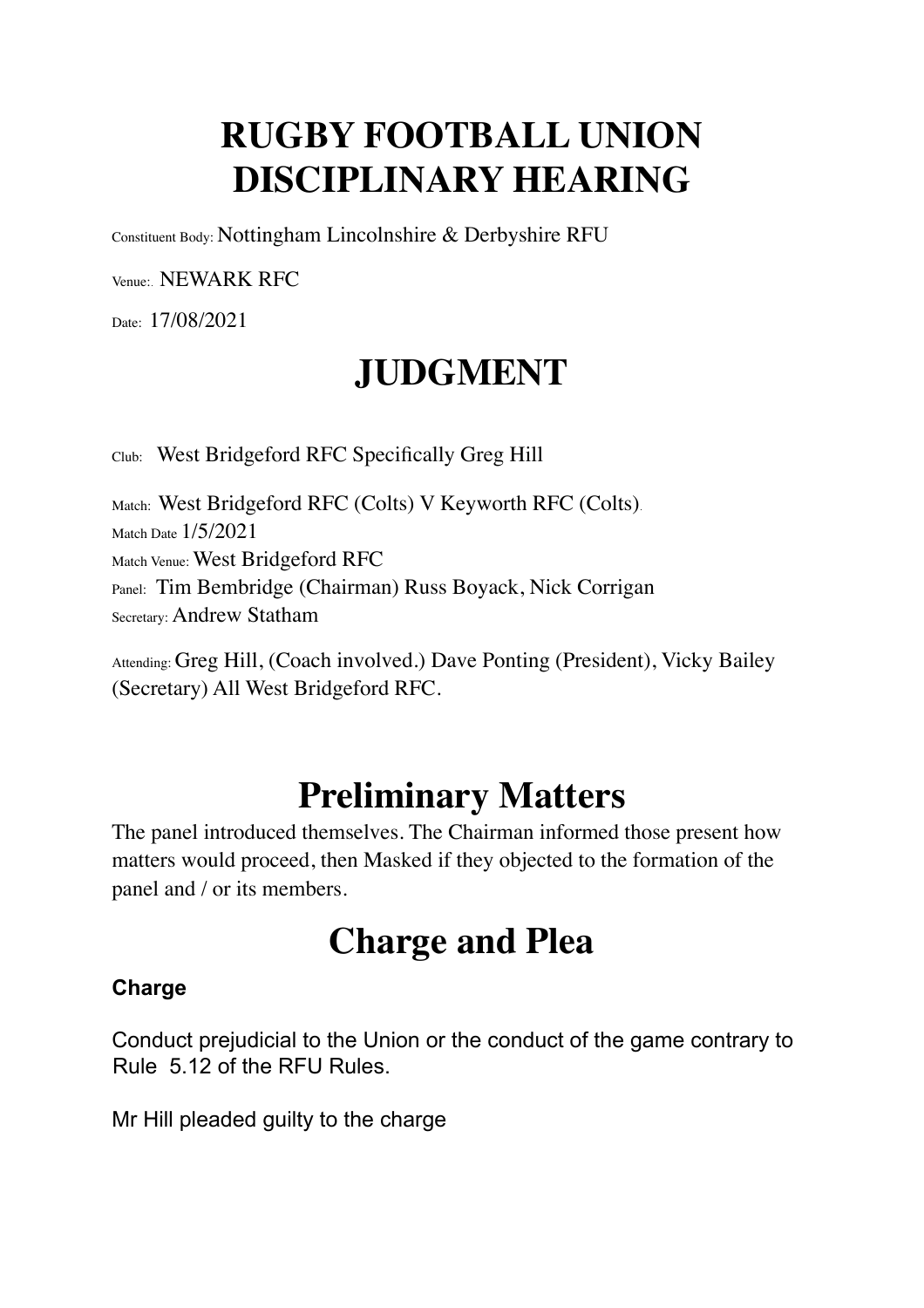# RUGBY FOOTBALL UNION DISCIPLINARY HEARING

Constituent Body: Nottingham Lincolnshire & Derbyshire RFU

Venue:. NEWARK RFC

Date: 17/08/2021

# JUDGMENT

Club: West Bridgeford RFC Specifically Greg Hill

Match: West Bridgeford RFC (Colts) V Keyworth RFC (Colts).
Match Date 1/5/2021
Match Venue: West Bridgeford RFC
Panel: Tim Bembridge (Chairman) Russ Boyack, Nick Corrigan
Secretary: Andrew Statham

Attending: Greg Hill, (Coach involved.) Dave Ponting (President), Vicky Bailey (Secretary) All West Bridgeford RFC.

# Preliminary Matters

The panel introduced themselves. The Chairman informed those present how matters would proceed, then Masked if they objected to the formation of the panel and / or its members.

# Charge and Plea

**Charge**

Conduct prejudicial to the Union or the conduct of the game contrary to Rule 5.12 of the RFU Rules.

Mr Hill pleaded guilty to the charge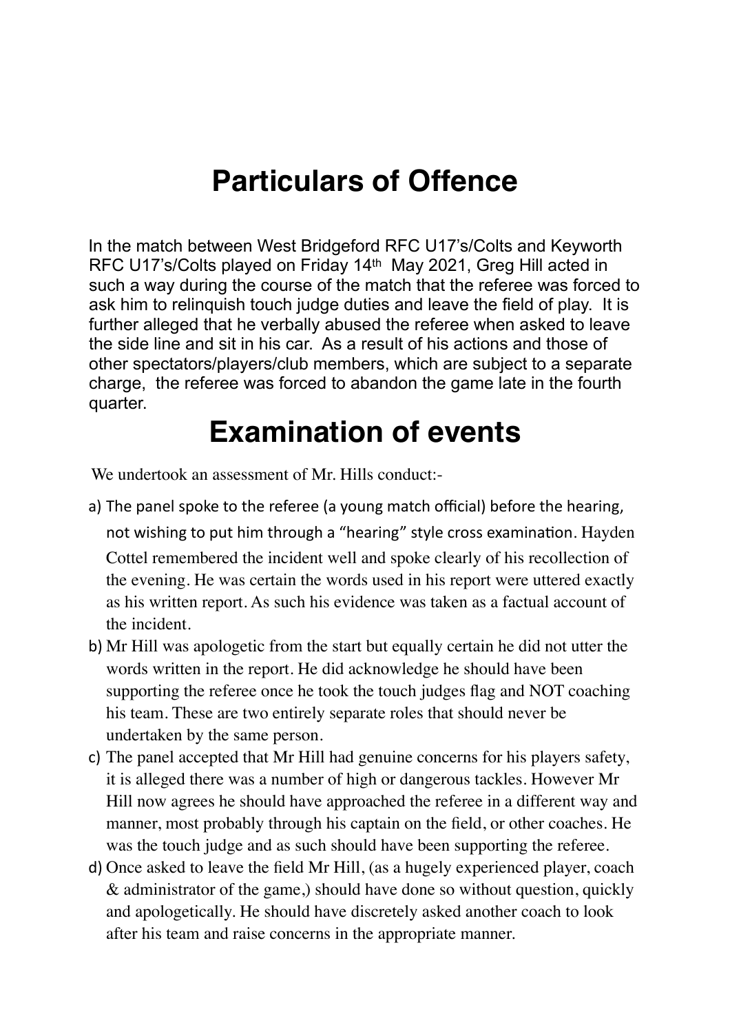# Particulars of Offence

In the match between West Bridgeford RFC U17's/Colts and Keyworth RFC U17's/Colts played on Friday 14th May 2021, Greg Hill acted in such a way during the course of the match that the referee was forced to ask him to relinquish touch judge duties and leave the field of play. It is further alleged that he verbally abused the referee when asked to leave the side line and sit in his car. As a result of his actions and those of other spectators/players/club members, which are subject to a separate charge, the referee was forced to abandon the game late in the fourth quarter.

# Examination of events

We undertook an assessment of Mr. Hills conduct:-

a) The panel spoke to the referee (a young match official) before the hearing, not wishing to put him through a "hearing" style cross examination. Hayden Cottel remembered the incident well and spoke clearly of his recollection of the evening. He was certain the words used in his report were uttered exactly as his written report. As such his evidence was taken as a factual account of the incident.

b) Mr Hill was apologetic from the start but equally certain he did not utter the words written in the report. He did acknowledge he should have been supporting the referee once he took the touch judges flag and NOT coaching his team. These are two entirely separate roles that should never be undertaken by the same person.

c) The panel accepted that Mr Hill had genuine concerns for his players safety, it is alleged there was a number of high or dangerous tackles. However Mr Hill now agrees he should have approached the referee in a different way and manner, most probably through his captain on the field, or other coaches. He was the touch judge and as such should have been supporting the referee.

d) Once asked to leave the field Mr Hill, (as a hugely experienced player, coach & administrator of the game,) should have done so without question, quickly and apologetically. He should have discretely asked another coach to look after his team and raise concerns in the appropriate manner.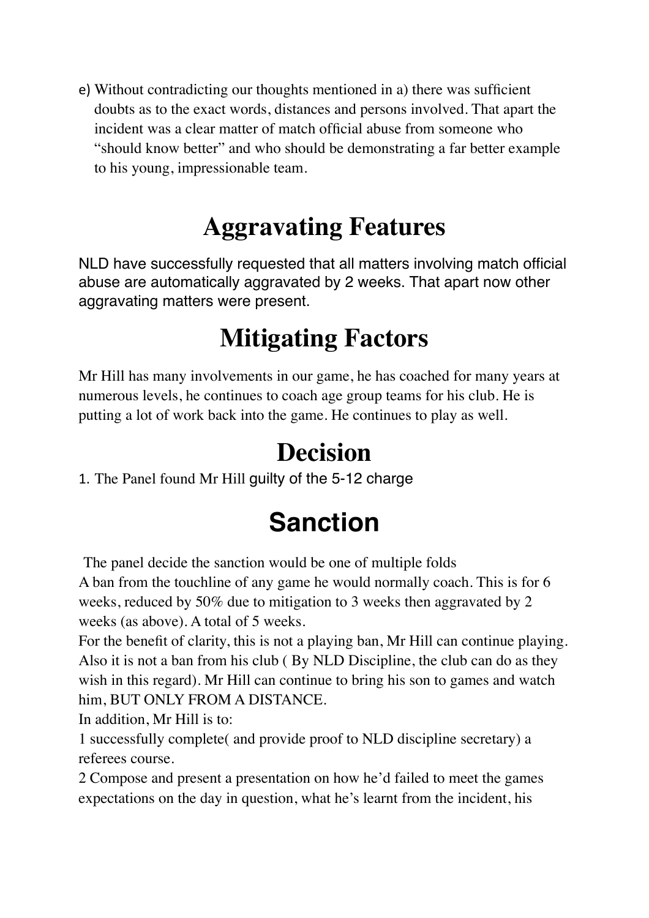e) Without contradicting our thoughts mentioned in a) there was sufficient doubts as to the exact words, distances and persons involved. That apart the incident was a clear matter of match official abuse from someone who "should know better" and who should be demonstrating a far better example to his young, impressionable team.

# Aggravating Features

NLD have successfully requested that all matters involving match official abuse are automatically aggravated by 2 weeks. That apart now other aggravating matters were present.

# Mitigating Factors

Mr Hill has many involvements in our game, he has coached for many years at numerous levels, he continues to coach age group teams for his club. He is putting a lot of work back into the game. He continues to play as well.

# Decision

1. The Panel found Mr Hill guilty of the 5-12 charge

# Sanction

The panel decide the sanction would be one of multiple folds

A ban from the touchline of any game he would normally coach. This is for 6 weeks, reduced by 50% due to mitigation to 3 weeks then aggravated by 2 weeks (as above). A total of 5 weeks.

For the benefit of clarity, this is not a playing ban, Mr Hill can continue playing. Also it is not a ban from his club ( By NLD Discipline, the club can do as they wish in this regard). Mr Hill can continue to bring his son to games and watch him, BUT ONLY FROM A DISTANCE.

In addition, Mr Hill is to:

1 successfully complete( and provide proof to NLD discipline secretary) a referees course.

2 Compose and present a presentation on how he'd failed to meet the games expectations on the day in question, what he's learnt from the incident, his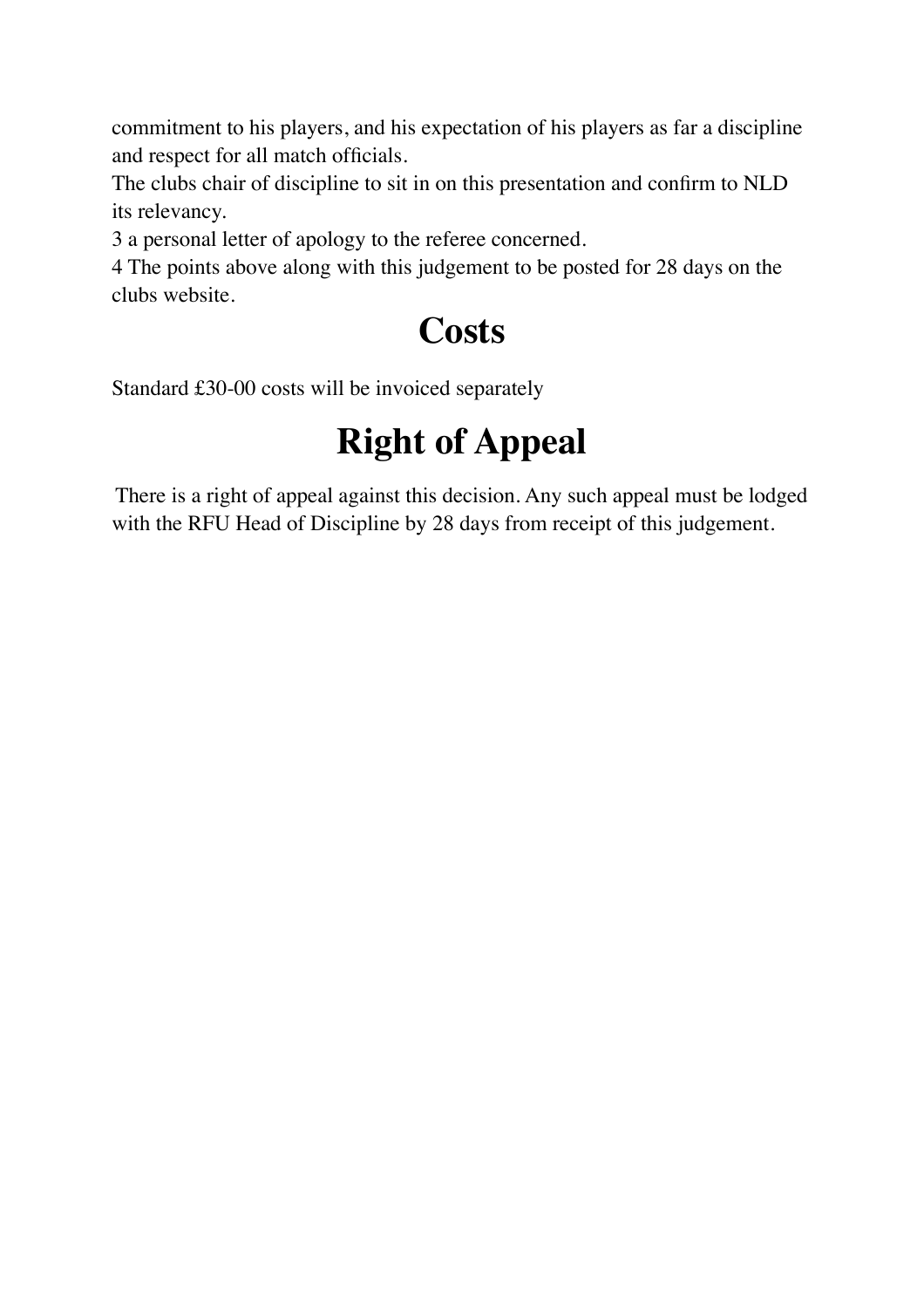commitment to his players, and his expectation of his players as far a discipline and respect for all match officials.
The clubs chair of discipline to sit in on this presentation and confirm to NLD its relevancy.
3 a personal letter of apology to the referee concerned.
4 The points above along with this judgement to be posted for 28 days on the clubs website.

# Costs

Standard £30-00 costs will be invoiced separately

# Right of Appeal

There is a right of appeal against this decision. Any such appeal must be lodged with the RFU Head of Discipline by 28 days from receipt of this judgement.